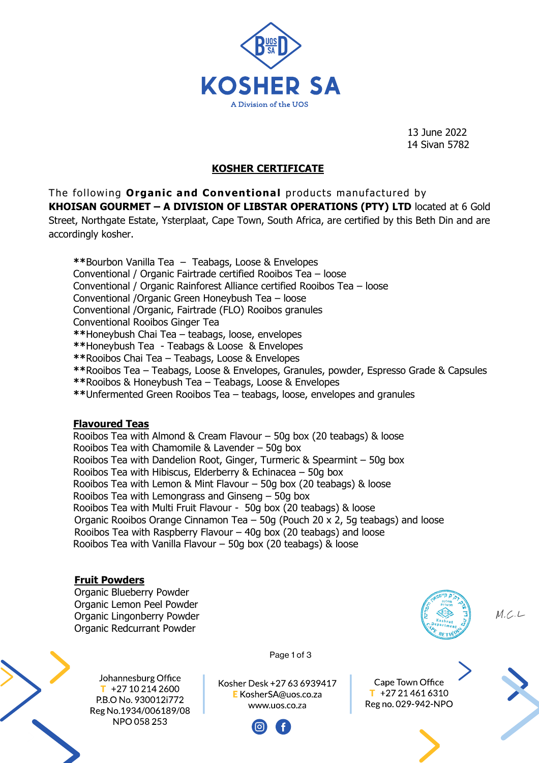KOSHER SA

A Division of the UOS

13 June 2022
14 Sivan 5782

## KOSHER CERTIFICATE

The following **Organic and Conventional** products manufactured by **KHOISAN GOURMET – A DIVISION OF LIBSTAR OPERATIONS (PTY) LTD** located at 6 Gold Street, Northgate Estate, Ysterplaat, Cape Town, South Africa, are certified by this Beth Din and are accordingly kosher.

**Bourbon Vanilla Tea – Teabags, Loose & Envelopes
Conventional / Organic Fairtrade certified Rooibos Tea – loose
Conventional / Organic Rainforest Alliance certified Rooibos Tea – loose
Conventional /Organic Green Honeybush Tea – loose
Conventional /Organic, Fairtrade (FLO) Rooibos granules
Conventional Rooibos Ginger Tea
**Honeybush Chai Tea – teabags, loose, envelopes
**Honeybush Tea - Teabags & Loose & Envelopes
**Rooibos Chai Tea – Teabags, Loose & Envelopes
**Rooibos Tea – Teabags, Loose & Envelopes, Granules, powder, Espresso Grade & Capsules
**Rooibos & Honeybush Tea – Teabags, Loose & Envelopes
**Unfermented Green Rooibos Tea – teabags, loose, envelopes and granules

**Flavoured Teas**

Rooibos Tea with Almond & Cream Flavour – 50g box (20 teabags) & loose
Rooibos Tea with Chamomile & Lavender – 50g box
Rooibos Tea with Dandelion Root, Ginger, Turmeric & Spearmint – 50g box
Rooibos Tea with Hibiscus, Elderberry & Echinacea – 50g box
Rooibos Tea with Lemon & Mint Flavour – 50g box (20 teabags) & loose
Rooibos Tea with Lemongrass and Ginseng – 50g box
Rooibos Tea with Multi Fruit Flavour - 50g box (20 teabags) & loose
Organic Rooibos Orange Cinnamon Tea – 50g (Pouch 20 x 2, 5g teabags) and loose
Rooibos Tea with Raspberry Flavour – 40g box (20 teabags) and loose
Rooibos Tea with Vanilla Flavour – 50g box (20 teabags) & loose

**Fruit Powders**

Organic Blueberry Powder
Organic Lemon Peel Powder
Organic Lingonberry Powder
Organic Redcurrant Powder

M.C.L

Johannesburg Office
T +27 10 214 2600
P.B.O No. 930012i772
Reg No.1934/006189/08
NPO 058 253

Kosher Desk +27 63 6939417
E KosherSA@uos.co.za
www.uos.co.za

Cape Town Office
T +27 21 461 6310
Reg no. 029-942-NPO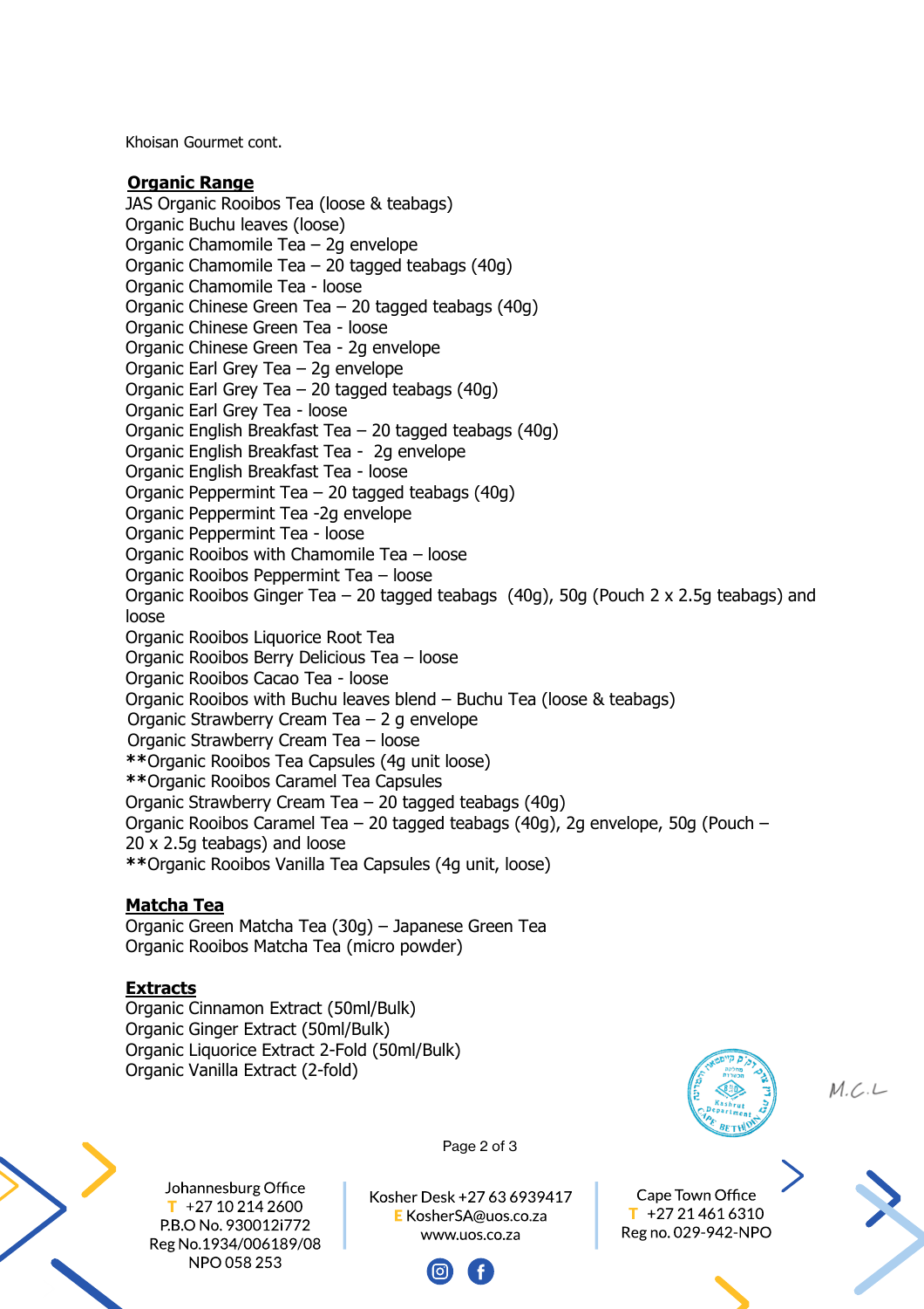Khoisan Gourmet cont.

**Organic Range**

JAS Organic Rooibos Tea (loose & teabags)
Organic Buchu leaves (loose)
Organic Chamomile Tea – 2g envelope
Organic Chamomile Tea – 20 tagged teabags (40g)
Organic Chamomile Tea - loose
Organic Chinese Green Tea – 20 tagged teabags (40g)
Organic Chinese Green Tea - loose
Organic Chinese Green Tea - 2g envelope
Organic Earl Grey Tea – 2g envelope
Organic Earl Grey Tea – 20 tagged teabags (40g)
Organic Earl Grey Tea - loose
Organic English Breakfast Tea – 20 tagged teabags (40g)
Organic English Breakfast Tea - 2g envelope
Organic English Breakfast Tea - loose
Organic Peppermint Tea – 20 tagged teabags (40g)
Organic Peppermint Tea -2g envelope
Organic Peppermint Tea - loose
Organic Rooibos with Chamomile Tea – loose
Organic Rooibos Peppermint Tea – loose
Organic Rooibos Ginger Tea – 20 tagged teabags (40g), 50g (Pouch 2 x 2.5g teabags) and loose
Organic Rooibos Liquorice Root Tea
Organic Rooibos Berry Delicious Tea – loose
Organic Rooibos Cacao Tea - loose
Organic Rooibos with Buchu leaves blend – Buchu Tea (loose & teabags)
Organic Strawberry Cream Tea – 2 g envelope
Organic Strawberry Cream Tea – loose
**Organic Rooibos Tea Capsules (4g unit loose)
**Organic Rooibos Caramel Tea Capsules
Organic Strawberry Cream Tea – 20 tagged teabags (40g)
Organic Rooibos Caramel Tea – 20 tagged teabags (40g), 2g envelope, 50g (Pouch – 20 x 2.5g teabags) and loose
**Organic Rooibos Vanilla Tea Capsules (4g unit, loose)

**Matcha Tea**

Organic Green Matcha Tea (30g) – Japanese Green Tea
Organic Rooibos Matcha Tea (micro powder)

**Extracts**

Organic Cinnamon Extract (50ml/Bulk)
Organic Ginger Extract (50ml/Bulk)
Organic Liquorice Extract 2-Fold (50ml/Bulk)
Organic Vanilla Extract (2-fold)

M.C.L

Johannesburg Office
T +27 10 214 2600
P.B.O No. 930012i772
Reg No.1934/006189/08
NPO 058 253

Kosher Desk +27 63 6939417
E KosherSA@uos.co.za
www.uos.co.za

Cape Town Office
T +27 21 461 6310
Reg no. 029-942-NPO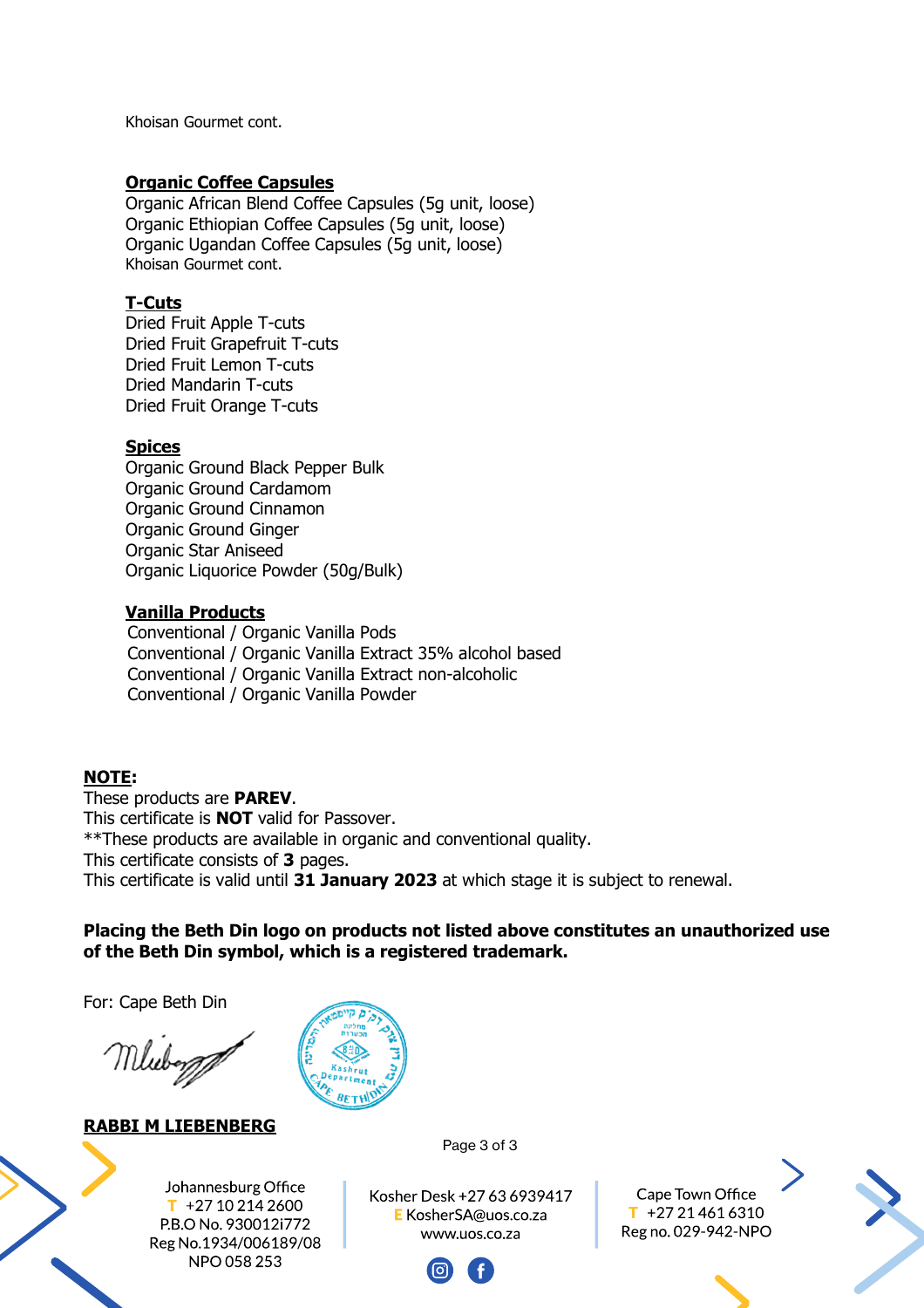Khoisan Gourmet cont.

**Organic Coffee Capsules**
Organic African Blend Coffee Capsules (5g unit, loose)
Organic Ethiopian Coffee Capsules (5g unit, loose)
Organic Ugandan Coffee Capsules (5g unit, loose)
Khoisan Gourmet cont.

**T-Cuts**
Dried Fruit Apple T-cuts
Dried Fruit Grapefruit T-cuts
Dried Fruit Lemon T-cuts
Dried Mandarin T-cuts
Dried Fruit Orange T-cuts

**Spices**
Organic Ground Black Pepper Bulk
Organic Ground Cardamom
Organic Ground Cinnamon
Organic Ground Ginger
Organic Star Aniseed
Organic Liquorice Powder (50g/Bulk)

**Vanilla Products**
Conventional / Organic Vanilla Pods
Conventional / Organic Vanilla Extract 35% alcohol based
Conventional / Organic Vanilla Extract non-alcoholic
Conventional / Organic Vanilla Powder

**NOTE:**
These products are **PAREV**.
This certificate is **NOT** valid for Passover.
**These products are available in organic and conventional quality.
This certificate consists of **3** pages.
This certificate is valid until **31 January 2023** at which stage it is subject to renewal.

**Placing the Beth Din logo on products not listed above constitutes an unauthorized use of the Beth Din symbol, which is a registered trademark.**

For: Cape Beth Din

**RABBI M LIEBENBERG**

Johannesburg Office
T +27 10 214 2600
P.B.O No. 930012i772
Reg No.1934/006189/08
NPO 058 253

Kosher Desk +27 63 6939417
E KosherSA@uos.co.za
www.uos.co.za

Cape Town Office
T +27 21 461 6310
Reg no. 029-942-NPO